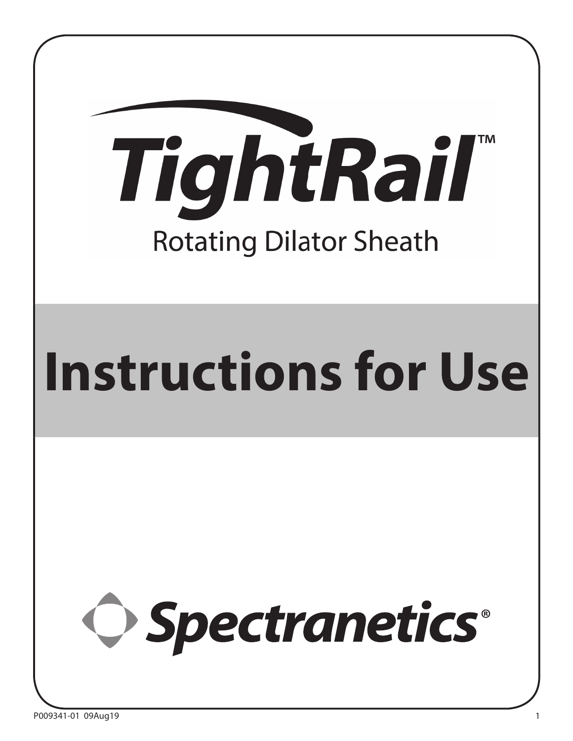# TightRail™

## Rotating Dilator Sheath

# Instructions for Use

Spectranetics®

P009341-01 09Aug19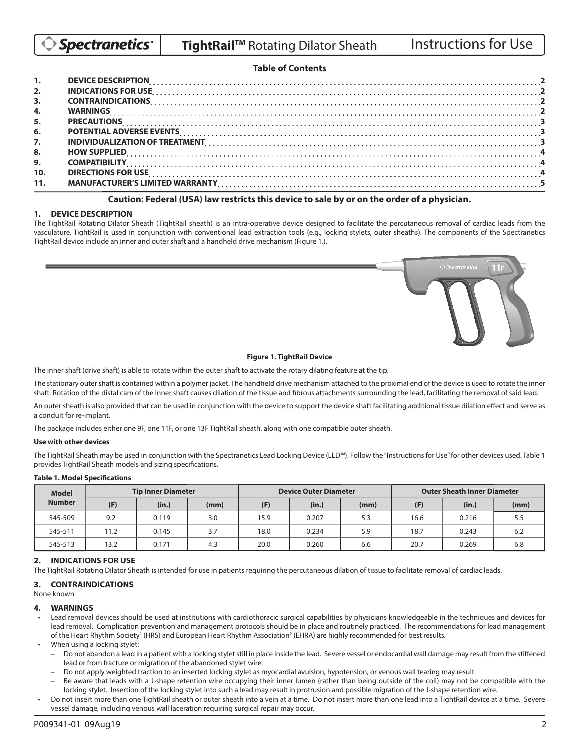**TightRail™** Rotating Dilator Sheath — Instructions for Use

**Table of Contents**

| | | |
|---|---|---|
| 1. | DEVICE DESCRIPTION | 2 |
| 2. | INDICATIONS FOR USE | 2 |
| 3. | CONTRAINDICATIONS | 2 |
| 4. | WARNINGS | 2 |
| 5. | PRECAUTIONS | 3 |
| 6. | POTENTIAL ADVERSE EVENTS | 3 |
| 7. | INDIVIDUALIZATION OF TREATMENT | 3 |
| 8. | HOW SUPPLIED | 4 |
| 9. | COMPATIBILITY | 4 |
| 10. | DIRECTIONS FOR USE | 4 |
| 11. | MANUFACTURER'S LIMITED WARRANTY | 5 |

**Caution: Federal (USA) law restricts this device to sale by or on the order of a physician.**

## 1. DEVICE DESCRIPTION

The TightRail Rotating Dilator Sheath (TightRail sheath) is an intra-operative device designed to facilitate the percutaneous removal of cardiac leads from the vasculature. TightRail is used in conjunction with conventional lead extraction tools (e.g., locking stylets, outer sheaths). The components of the Spectranetics TightRail device include an inner and outer shaft and a handheld drive mechanism (Figure 1.).

**Figure 1. TightRail Device**

The inner shaft (drive shaft) is able to rotate within the outer shaft to activate the rotary dilating feature at the tip.

The stationary outer shaft is contained within a polymer jacket. The handheld drive mechanism attached to the proximal end of the device is used to rotate the inner shaft. Rotation of the distal cam of the inner shaft causes dilation of the tissue and fibrous attachments surrounding the lead, facilitating the removal of said lead.

An outer sheath is also provided that can be used in conjunction with the device to support the device shaft facilitating additional tissue dilation effect and serve as a conduit for re-implant.

The package includes either one 9F, one 11F, or one 13F TightRail sheath, along with one compatible outer sheath.

**Use with other devices**

The TightRail Sheath may be used in conjunction with the Spectranetics Lead Locking Device (LLD™). Follow the "Instructions for Use" for other devices used. Table 1 provides TightRail Sheath models and sizing specifications.

**Table 1. Model Specifications**

| Model Number | Tip Inner Diameter | | | Device Outer Diameter | | | Outer Sheath Inner Diameter | | |
|---|---|---|---|---|---|---|---|---|---|
| | (F) | (in.) | (mm) | (F) | (in.) | (mm) | (F) | (in.) | (mm) |
| 545-509 | 9.2 | 0.119 | 3.0 | 15.9 | 0.207 | 5.3 | 16.6 | 0.216 | 5.5 |
| 545-511 | 11.2 | 0.145 | 3.7 | 18.0 | 0.234 | 5.9 | 18.7 | 0.243 | 6.2 |
| 545-513 | 13.2 | 0.171 | 4.3 | 20.0 | 0.260 | 6.6 | 20.7 | 0.269 | 6.8 |

## 2. INDICATIONS FOR USE

The TightRail Rotating Dilator Sheath is intended for use in patients requiring the percutaneous dilation of tissue to facilitate removal of cardiac leads.

## 3. CONTRAINDICATIONS

None known

## 4. WARNINGS

- Lead removal devices should be used at institutions with cardiothoracic surgical capabilities by physicians knowledgeable in the techniques and devices for lead removal. Complication prevention and management protocols should be in place and routinely practiced. The recommendations for lead management of the Heart Rhythm Society[1] (HRS) and European Heart Rhythm Association[2] (EHRA) are highly recommended for best results.
- When using a locking stylet:
  - Do not abandon a lead in a patient with a locking stylet still in place inside the lead. Severe vessel or endocardial wall damage may result from the stiffened lead or from fracture or migration of the abandoned stylet wire.
  - Do not apply weighted traction to an inserted locking stylet as myocardial avulsion, hypotension, or venous wall tearing may result.
  - Be aware that leads with a J-shape retention wire occupying their inner lumen (rather than being outside of the coil) may not be compatible with the locking stylet. Insertion of the locking stylet into such a lead may result in protrusion and possible migration of the J-shape retention wire.
- Do not insert more than one TightRail sheath or outer sheath into a vein at a time. Do not insert more than one lead into a TightRail device at a time. Severe vessel damage, including venous wall laceration requiring surgical repair may occur.

P009341-01 09Aug19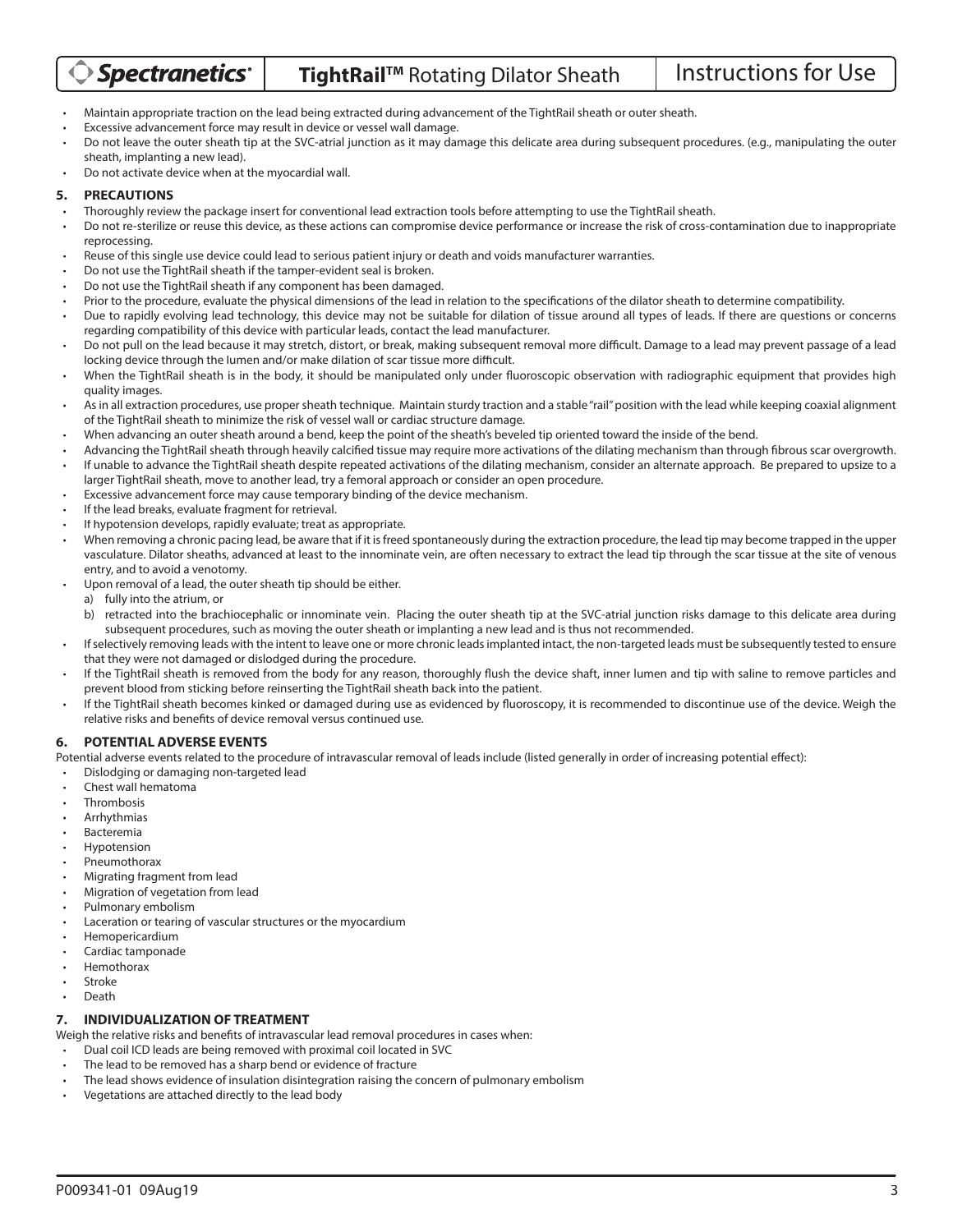- Maintain appropriate traction on the lead being extracted during advancement of the TightRail sheath or outer sheath.
- Excessive advancement force may result in device or vessel wall damage.
- Do not leave the outer sheath tip at the SVC-atrial junction as it may damage this delicate area during subsequent procedures. (e.g., manipulating the outer sheath, implanting a new lead).
- Do not activate device when at the myocardial wall.

## 5. PRECAUTIONS

- Thoroughly review the package insert for conventional lead extraction tools before attempting to use the TightRail sheath.
- Do not re-sterilize or reuse this device, as these actions can compromise device performance or increase the risk of cross-contamination due to inappropriate reprocessing.
- Reuse of this single use device could lead to serious patient injury or death and voids manufacturer warranties.
- Do not use the TightRail sheath if the tamper-evident seal is broken.
- Do not use the TightRail sheath if any component has been damaged.
- Prior to the procedure, evaluate the physical dimensions of the lead in relation to the specifications of the dilator sheath to determine compatibility.
- Due to rapidly evolving lead technology, this device may not be suitable for dilation of tissue around all types of leads. If there are questions or concerns regarding compatibility of this device with particular leads, contact the lead manufacturer.
- Do not pull on the lead because it may stretch, distort, or break, making subsequent removal more difficult. Damage to a lead may prevent passage of a lead locking device through the lumen and/or make dilation of scar tissue more difficult.
- When the TightRail sheath is in the body, it should be manipulated only under fluoroscopic observation with radiographic equipment that provides high quality images.
- As in all extraction procedures, use proper sheath technique. Maintain sturdy traction and a stable "rail" position with the lead while keeping coaxial alignment of the TightRail sheath to minimize the risk of vessel wall or cardiac structure damage.
- When advancing an outer sheath around a bend, keep the point of the sheath's beveled tip oriented toward the inside of the bend.
- Advancing the TightRail sheath through heavily calcified tissue may require more activations of the dilating mechanism than through fibrous scar overgrowth.
- If unable to advance the TightRail sheath despite repeated activations of the dilating mechanism, consider an alternate approach. Be prepared to upsize to a larger TightRail sheath, move to another lead, try a femoral approach or consider an open procedure.
- Excessive advancement force may cause temporary binding of the device mechanism.
- If the lead breaks, evaluate fragment for retrieval.
- If hypotension develops, rapidly evaluate; treat as appropriate.
- When removing a chronic pacing lead, be aware that if it is freed spontaneously during the extraction procedure, the lead tip may become trapped in the upper vasculature. Dilator sheaths, advanced at least to the innominate vein, are often necessary to extract the lead tip through the scar tissue at the site of venous entry, and to avoid a venotomy.
- Upon removal of a lead, the outer sheath tip should be either.
  - a) fully into the atrium, or
  - b) retracted into the brachiocephalic or innominate vein. Placing the outer sheath tip at the SVC-atrial junction risks damage to this delicate area during subsequent procedures, such as moving the outer sheath or implanting a new lead and is thus not recommended.
- If selectively removing leads with the intent to leave one or more chronic leads implanted intact, the non-targeted leads must be subsequently tested to ensure that they were not damaged or dislodged during the procedure.
- If the TightRail sheath is removed from the body for any reason, thoroughly flush the device shaft, inner lumen and tip with saline to remove particles and prevent blood from sticking before reinserting the TightRail sheath back into the patient.
- If the TightRail sheath becomes kinked or damaged during use as evidenced by fluoroscopy, it is recommended to discontinue use of the device. Weigh the relative risks and benefits of device removal versus continued use.

## 6. POTENTIAL ADVERSE EVENTS

Potential adverse events related to the procedure of intravascular removal of leads include (listed generally in order of increasing potential effect):

- Dislodging or damaging non-targeted lead
- Chest wall hematoma
- Thrombosis
- Arrhythmias
- Bacteremia
- Hypotension
- Pneumothorax
- Migrating fragment from lead
- Migration of vegetation from lead
- Pulmonary embolism
- Laceration or tearing of vascular structures or the myocardium
- Hemopericardium
- Cardiac tamponade
- Hemothorax
- Stroke
- Death

## 7. INDIVIDUALIZATION OF TREATMENT

Weigh the relative risks and benefits of intravascular lead removal procedures in cases when:

- Dual coil ICD leads are being removed with proximal coil located in SVC
- The lead to be removed has a sharp bend or evidence of fracture
- The lead shows evidence of insulation disintegration raising the concern of pulmonary embolism
- Vegetations are attached directly to the lead body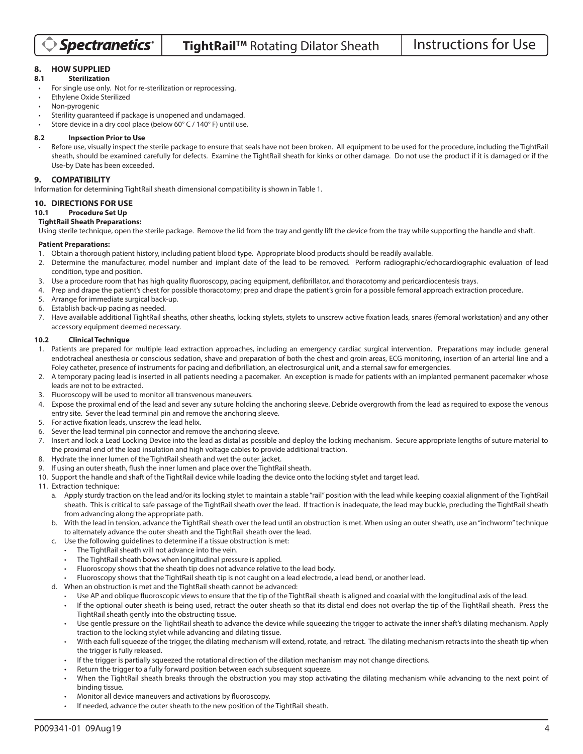## 8. HOW SUPPLIED

### 8.1 Sterilization

- For single use only. Not for re-sterilization or reprocessing.
- Ethylene Oxide Sterilized
- Non-pyrogenic
- Sterility guaranteed if package is unopened and undamaged.
- Store device in a dry cool place (below 60° C / 140° F) until use.

### 8.2 Inpsection Prior to Use

- Before use, visually inspect the sterile package to ensure that seals have not been broken. All equipment to be used for the procedure, including the TightRail sheath, should be examined carefully for defects. Examine the TightRail sheath for kinks or other damage. Do not use the product if it is damaged or if the Use-by Date has been exceeded.

## 9. COMPATIBILITY

Information for determining TightRail sheath dimensional compatibility is shown in Table 1.

## 10. DIRECTIONS FOR USE

### 10.1 Procedure Set Up

**TightRail Sheath Preparations:**

Using sterile technique, open the sterile package. Remove the lid from the tray and gently lift the device from the tray while supporting the handle and shaft.

**Patient Preparations:**

1. Obtain a thorough patient history, including patient blood type. Appropriate blood products should be readily available.
2. Determine the manufacturer, model number and implant date of the lead to be removed. Perform radiographic/echocardiographic evaluation of lead condition, type and position.
3. Use a procedure room that has high quality fluoroscopy, pacing equipment, defibrillator, and thoracotomy and pericardiocentesis trays.
4. Prep and drape the patient's chest for possible thoracotomy; prep and drape the patient's groin for a possible femoral approach extraction procedure.
5. Arrange for immediate surgical back-up.
6. Establish back-up pacing as needed.
7. Have available additional TightRail sheaths, other sheaths, locking stylets, stylets to unscrew active fixation leads, snares (femoral workstation) and any other accessory equipment deemed necessary.

### 10.2 Clinical Technique

1. Patients are prepared for multiple lead extraction approaches, including an emergency cardiac surgical intervention. Preparations may include: general endotracheal anesthesia or conscious sedation, shave and preparation of both the chest and groin areas, ECG monitoring, insertion of an arterial line and a Foley catheter, presence of instruments for pacing and defibrillation, an electrosurgical unit, and a sternal saw for emergencies.
2. A temporary pacing lead is inserted in all patients needing a pacemaker. An exception is made for patients with an implanted permanent pacemaker whose leads are not to be extracted.
3. Fluoroscopy will be used to monitor all transvenous maneuvers.
4. Expose the proximal end of the lead and sever any suture holding the anchoring sleeve. Debride overgrowth from the lead as required to expose the venous entry site. Sever the lead terminal pin and remove the anchoring sleeve.
5. For active fixation leads, unscrew the lead helix.
6. Sever the lead terminal pin connector and remove the anchoring sleeve.
7. Insert and lock a Lead Locking Device into the lead as distal as possible and deploy the locking mechanism. Secure appropriate lengths of suture material to the proximal end of the lead insulation and high voltage cables to provide additional traction.
8. Hydrate the inner lumen of the TightRail sheath and wet the outer jacket.
9. If using an outer sheath, flush the inner lumen and place over the TightRail sheath.
10. Support the handle and shaft of the TightRail device while loading the device onto the locking stylet and target lead.
11. Extraction technique:
    a. Apply sturdy traction on the lead and/or its locking stylet to maintain a stable "rail" position with the lead while keeping coaxial alignment of the TightRail sheath. This is critical to safe passage of the TightRail sheath over the lead. If traction is inadequate, the lead may buckle, precluding the TightRail sheath from advancing along the appropriate path.
    b. With the lead in tension, advance the TightRail sheath over the lead until an obstruction is met. When using an outer sheath, use an "inchworm" technique to alternately advance the outer sheath and the TightRail sheath over the lead.
    c. Use the following guidelines to determine if a tissue obstruction is met:
       - The TightRail sheath will not advance into the vein.
       - The TightRail sheath bows when longitudinal pressure is applied.
       - Fluoroscopy shows that the sheath tip does not advance relative to the lead body.
       - Fluoroscopy shows that the TightRail sheath tip is not caught on a lead electrode, a lead bend, or another lead.
    d. When an obstruction is met and the TightRail sheath cannot be advanced:
       - Use AP and oblique fluoroscopic views to ensure that the tip of the TightRail sheath is aligned and coaxial with the longitudinal axis of the lead.
       - If the optional outer sheath is being used, retract the outer sheath so that its distal end does not overlap the tip of the TightRail sheath. Press the TightRail sheath gently into the obstructing tissue.
       - Use gentle pressure on the TightRail sheath to advance the device while squeezing the trigger to activate the inner shaft's dilating mechanism. Apply traction to the locking stylet while advancing and dilating tissue.
       - With each full squeeze of the trigger, the dilating mechanism will extend, rotate, and retract. The dilating mechanism retracts into the sheath tip when the trigger is fully released.
       - If the trigger is partially squeezed the rotational direction of the dilation mechanism may not change directions.
       - Return the trigger to a fully forward position between each subsequent squeeze.
       - When the TightRail sheath breaks through the obstruction you may stop activating the dilating mechanism while advancing to the next point of binding tissue.
       - Monitor all device maneuvers and activations by fluoroscopy.
       - If needed, advance the outer sheath to the new position of the TightRail sheath.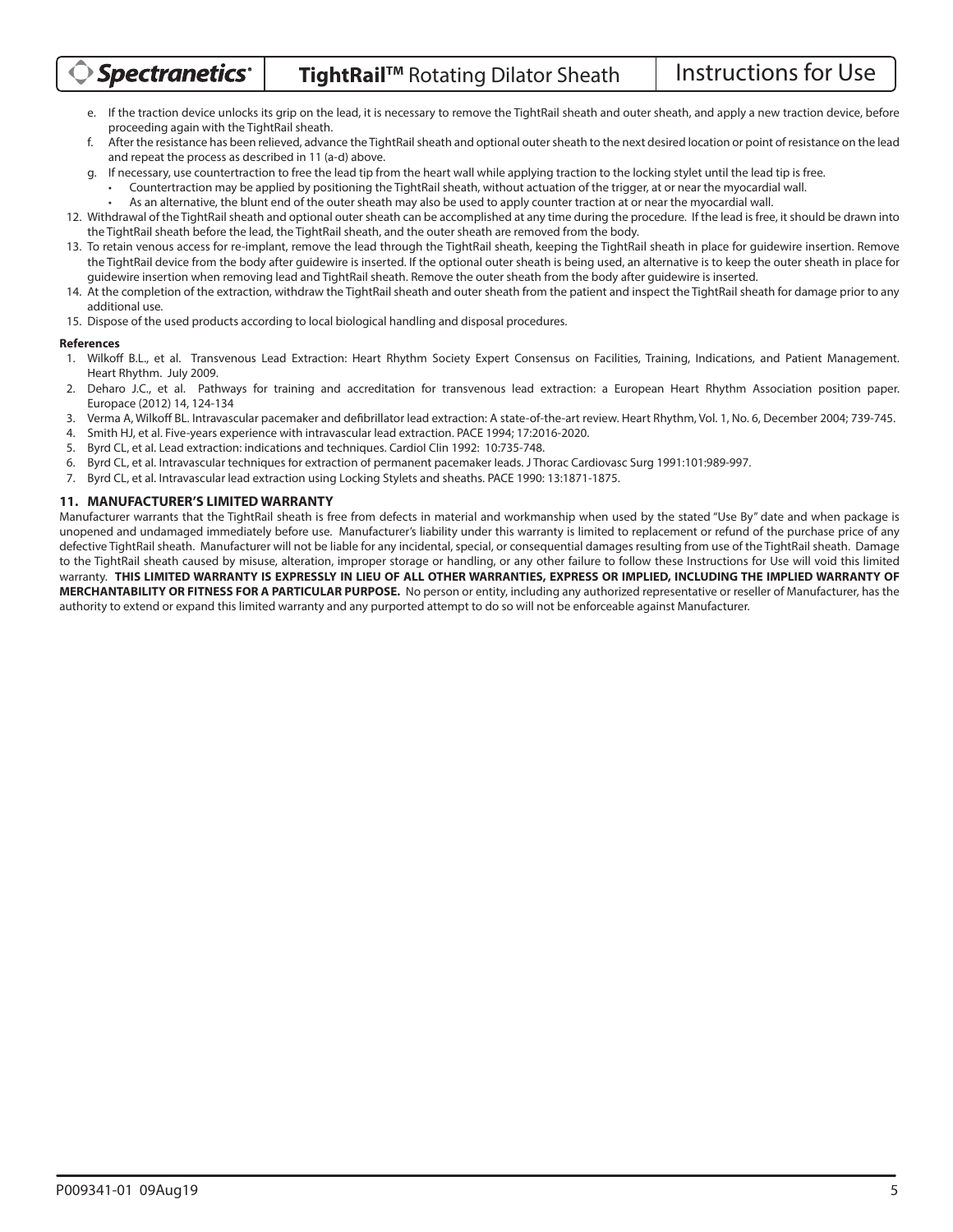e. If the traction device unlocks its grip on the lead, it is necessary to remove the TightRail sheath and outer sheath, and apply a new traction device, before proceeding again with the TightRail sheath.

f. After the resistance has been relieved, advance the TightRail sheath and optional outer sheath to the next desired location or point of resistance on the lead and repeat the process as described in 11 (a-d) above.

g. If necessary, use countertraction to free the lead tip from the heart wall while applying traction to the locking stylet until the lead tip is free.
   - Countertraction may be applied by positioning the TightRail sheath, without actuation of the trigger, at or near the myocardial wall.
   - As an alternative, the blunt end of the outer sheath may also be used to apply counter traction at or near the myocardial wall.

12. Withdrawal of the TightRail sheath and optional outer sheath can be accomplished at any time during the procedure. If the lead is free, it should be drawn into the TightRail sheath before the lead, the TightRail sheath, and the outer sheath are removed from the body.
13. To retain venous access for re-implant, remove the lead through the TightRail sheath, keeping the TightRail sheath in place for guidewire insertion. Remove the TightRail device from the body after guidewire is inserted. If the optional outer sheath is being used, an alternative is to keep the outer sheath in place for guidewire insertion when removing lead and TightRail sheath. Remove the outer sheath from the body after guidewire is inserted.
14. At the completion of the extraction, withdraw the TightRail sheath and outer sheath from the patient and inspect the TightRail sheath for damage prior to any additional use.
15. Dispose of the used products according to local biological handling and disposal procedures.

**References**

1. Wilkoff B.L., et al. Transvenous Lead Extraction: Heart Rhythm Society Expert Consensus on Facilities, Training, Indications, and Patient Management. Heart Rhythm. July 2009.
2. Deharo J.C., et al. Pathways for training and accreditation for transvenous lead extraction: a European Heart Rhythm Association position paper. Europace (2012) 14, 124-134
3. Verma A, Wilkoff BL. Intravascular pacemaker and defibrillator lead extraction: A state-of-the-art review. Heart Rhythm, Vol. 1, No. 6, December 2004; 739-745.
4. Smith HJ, et al. Five-years experience with intravascular lead extraction. PACE 1994; 17:2016-2020.
5. Byrd CL, et al. Lead extraction: indications and techniques. Cardiol Clin 1992: 10:735-748.
6. Byrd CL, et al. Intravascular techniques for extraction of permanent pacemaker leads. J Thorac Cardiovasc Surg 1991:101:989-997.
7. Byrd CL, et al. Intravascular lead extraction using Locking Stylets and sheaths. PACE 1990: 13:1871-1875.

## 11. MANUFACTURER'S LIMITED WARRANTY

Manufacturer warrants that the TightRail sheath is free from defects in material and workmanship when used by the stated "Use By" date and when package is unopened and undamaged immediately before use. Manufacturer's liability under this warranty is limited to replacement or refund of the purchase price of any defective TightRail sheath. Manufacturer will not be liable for any incidental, special, or consequential damages resulting from use of the TightRail sheath. Damage to the TightRail sheath caused by misuse, alteration, improper storage or handling, or any other failure to follow these Instructions for Use will void this limited warranty. **THIS LIMITED WARRANTY IS EXPRESSLY IN LIEU OF ALL OTHER WARRANTIES, EXPRESS OR IMPLIED, INCLUDING THE IMPLIED WARRANTY OF MERCHANTABILITY OR FITNESS FOR A PARTICULAR PURPOSE.** No person or entity, including any authorized representative or reseller of Manufacturer, has the authority to extend or expand this limited warranty and any purported attempt to do so will not be enforceable against Manufacturer.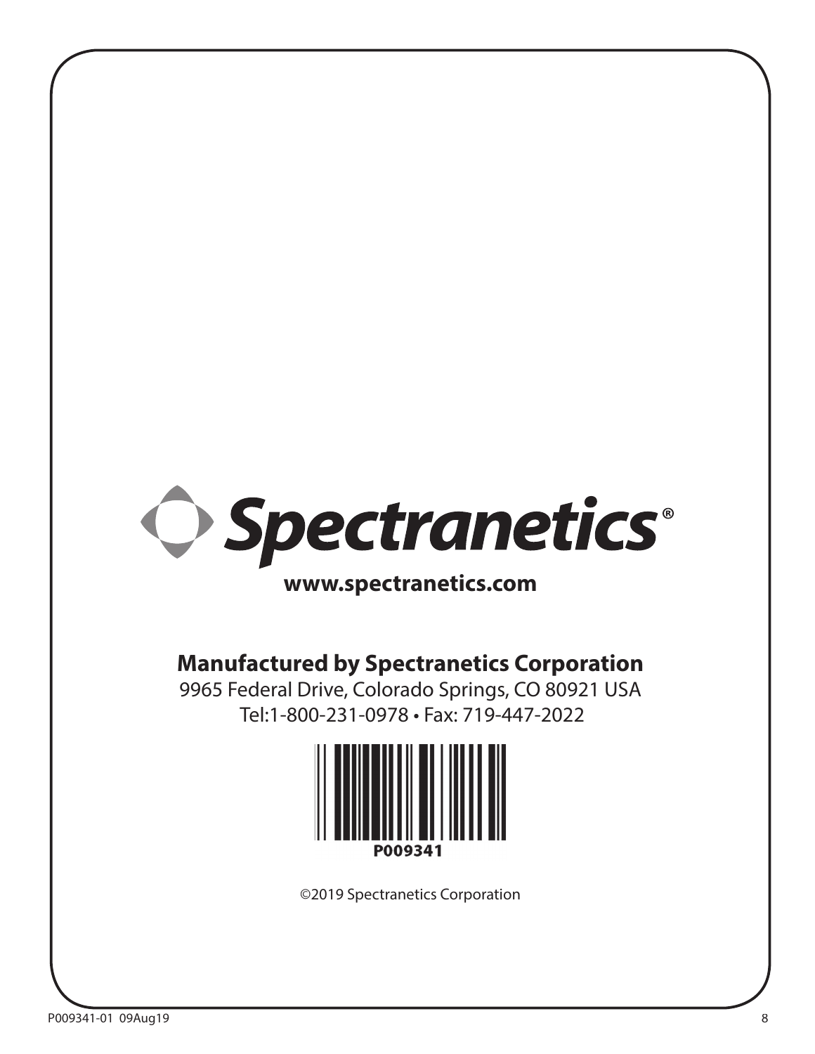Spectranetics®

**www.spectranetics.com**

**Manufactured by Spectranetics Corporation**

9965 Federal Drive, Colorado Springs, CO 80921 USA

Tel:1-800-231-0978 • Fax: 719-447-2022

P009341

©2019 Spectranetics Corporation

P009341-01 09Aug19